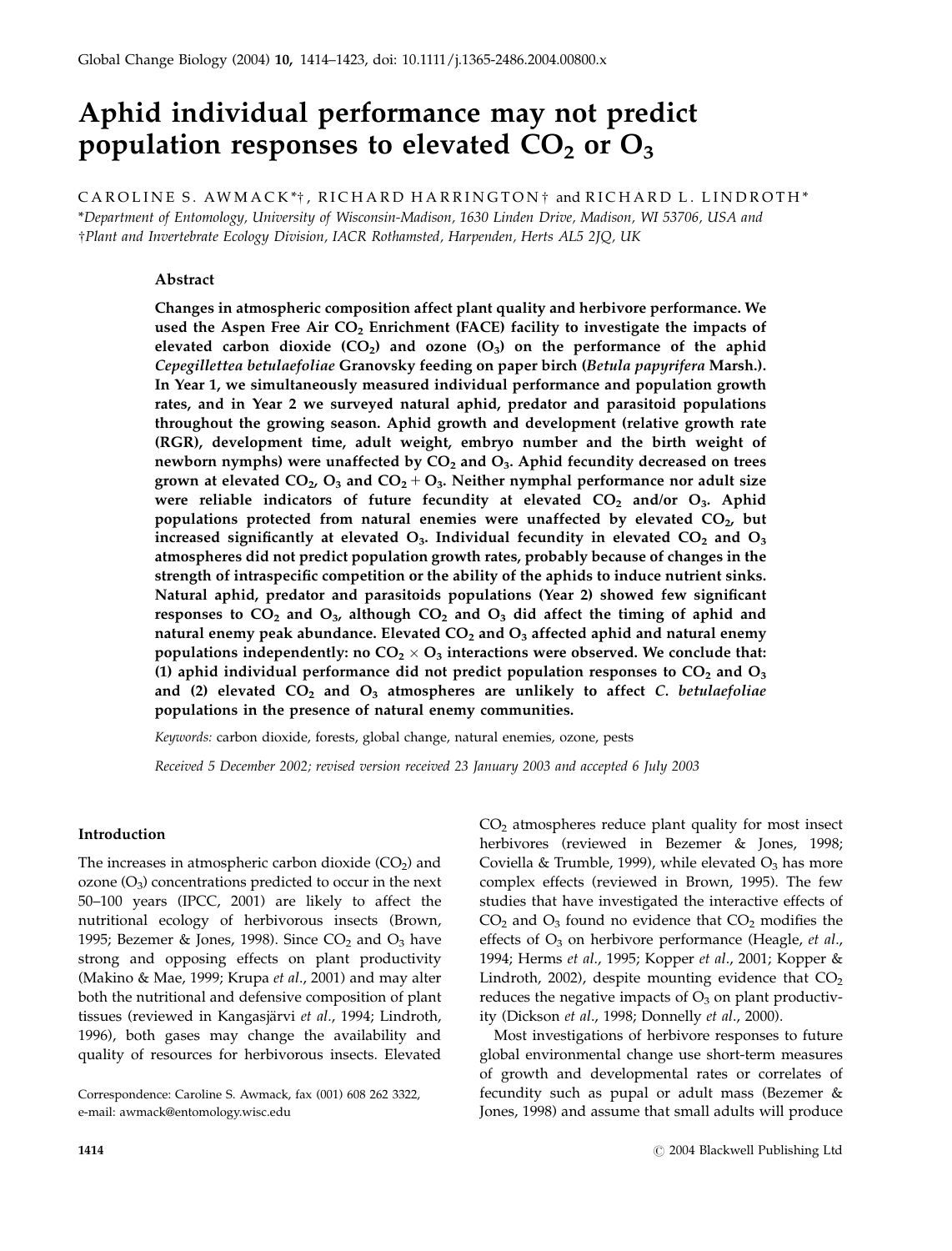# Aphid individual performance may not predict population responses to elevated $CO_2$ or $O_3$

CAROLINE S. AWMACK*†, RICHARD HARRINGTON† and RICHARD L. LINDROTH*

*Department of Entomology, University of Wisconsin-Madison, 1630 Linden Drive, Madison, WI 53706, USA and †Plant and Invertebrate Ecology Division, IACR Rothamsted, Harpenden, Herts AL5 2JQ, UK

## Abstract

**Changes in atmospheric composition affect plant quality and herbivore performance. We used the Aspen Free Air $CO_2$ Enrichment (FACE) facility to investigate the impacts of elevated carbon dioxide ($CO_2$) and ozone ($O_3$) on the performance of the aphid *Cepegillettea betulaefoliae* Granovsky feeding on paper birch (*Betula papyrifera* Marsh.). In Year 1, we simultaneously measured individual performance and population growth rates, and in Year 2 we surveyed natural aphid, predator and parasitoid populations throughout the growing season. Aphid growth and development (relative growth rate (RGR), development time, adult weight, embryo number and the birth weight of newborn nymphs) were unaffected by $CO_2$ and $O_3$. Aphid fecundity decreased on trees grown at elevated $CO_2$, $O_3$ and $CO_2 + O_3$. Neither nymphal performance nor adult size were reliable indicators of future fecundity at elevated $CO_2$ and/or $O_3$. Aphid populations protected from natural enemies were unaffected by elevated $CO_2$, but increased significantly at elevated $O_3$. Individual fecundity in elevated $CO_2$ and $O_3$ atmospheres did not predict population growth rates, probably because of changes in the strength of intraspecific competition or the ability of the aphids to induce nutrient sinks. Natural aphid, predator and parasitoids populations (Year 2) showed few significant responses to $CO_2$ and $O_3$, although $CO_2$ and $O_3$ did affect the timing of aphid and natural enemy peak abundance. Elevated $CO_2$ and $O_3$ affected aphid and natural enemy populations independently: no $CO_2 \times O_3$ interactions were observed. We conclude that: (1) aphid individual performance did not predict population responses to $CO_2$ and $O_3$ and (2) elevated $CO_2$ and $O_3$ atmospheres are unlikely to affect *C. betulaefoliae* populations in the presence of natural enemy communities.**

*Keywords:* carbon dioxide, forests, global change, natural enemies, ozone, pests

*Received 5 December 2002; revised version received 23 January 2003 and accepted 6 July 2003*

## Introduction

The increases in atmospheric carbon dioxide ($CO_2$) and ozone ($O_3$) concentrations predicted to occur in the next 50–100 years (IPCC, 2001) are likely to affect the nutritional ecology of herbivorous insects (Brown, 1995; Bezemer & Jones, 1998). Since $CO_2$ and $O_3$ have strong and opposing effects on plant productivity (Makino & Mae, 1999; Krupa *et al.*, 2001) and may alter both the nutritional and defensive composition of plant tissues (reviewed in Kangasjärvi *et al.*, 1994; Lindroth, 1996), both gases may change the availability and quality of resources for herbivorous insects. Elevated $CO_2$ atmospheres reduce plant quality for most insect herbivores (reviewed in Bezemer & Jones, 1998; Coviella & Trumble, 1999), while elevated $O_3$ has more complex effects (reviewed in Brown, 1995). The few studies that have investigated the interactive effects of $CO_2$ and $O_3$ found no evidence that $CO_2$ modifies the effects of $O_3$ on herbivore performance (Heagle, *et al.*, 1994; Herms *et al.*, 1995; Kopper *et al.*, 2001; Kopper & Lindroth, 2002), despite mounting evidence that $CO_2$ reduces the negative impacts of $O_3$ on plant productivity (Dickson *et al.*, 1998; Donnelly *et al.*, 2000).

Most investigations of herbivore responses to future global environmental change use short-term measures of growth and developmental rates or correlates of fecundity such as pupal or adult mass (Bezemer & Jones, 1998) and assume that small adults will produce

Correspondence: Caroline S. Awmack, fax (001) 608 262 3322, e-mail: awmack@entomology.wisc.edu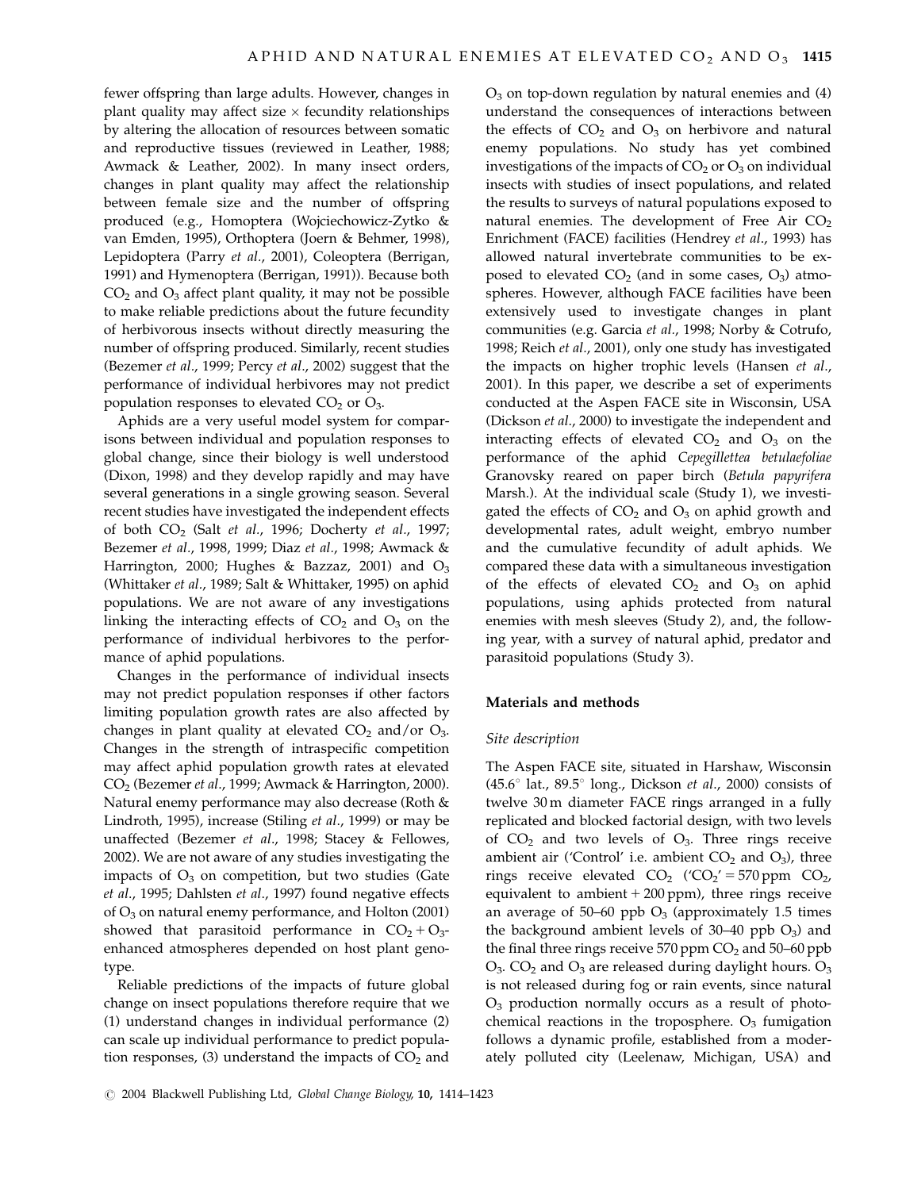fewer offspring than large adults. However, changes in plant quality may affect size × fecundity relationships by altering the allocation of resources between somatic and reproductive tissues (reviewed in Leather, 1988; Awmack & Leather, 2002). In many insect orders, changes in plant quality may affect the relationship between female size and the number of offspring produced (e.g., Homoptera (Wojciechowicz-Zytko & van Emden, 1995), Orthoptera (Joern & Behmer, 1998), Lepidoptera (Parry *et al.*, 2001), Coleoptera (Berrigan, 1991) and Hymenoptera (Berrigan, 1991)). Because both $CO_2$ and $O_3$ affect plant quality, it may not be possible to make reliable predictions about the future fecundity of herbivorous insects without directly measuring the number of offspring produced. Similarly, recent studies (Bezemer *et al.*, 1999; Percy *et al.*, 2002) suggest that the performance of individual herbivores may not predict population responses to elevated $CO_2$ or $O_3$.

Aphids are a very useful model system for comparisons between individual and population responses to global change, since their biology is well understood (Dixon, 1998) and they develop rapidly and may have several generations in a single growing season. Several recent studies have investigated the independent effects of both $CO_2$ (Salt *et al.*, 1996; Docherty *et al.*, 1997; Bezemer *et al.*, 1998, 1999; Diaz *et al.*, 1998; Awmack & Harrington, 2000; Hughes & Bazzaz, 2001) and $O_3$ (Whittaker *et al.*, 1989; Salt & Whittaker, 1995) on aphid populations. We are not aware of any investigations linking the interacting effects of $CO_2$ and $O_3$ on the performance of individual herbivores to the performance of aphid populations.

Changes in the performance of individual insects may not predict population responses if other factors limiting population growth rates are also affected by changes in plant quality at elevated $CO_2$ and/or $O_3$. Changes in the strength of intraspecific competition may affect aphid population growth rates at elevated $CO_2$ (Bezemer *et al.*, 1999; Awmack & Harrington, 2000). Natural enemy performance may also decrease (Roth & Lindroth, 1995), increase (Stiling *et al.*, 1999) or may be unaffected (Bezemer *et al.*, 1998; Stacey & Fellowes, 2002). We are not aware of any studies investigating the impacts of $O_3$ on competition, but two studies (Gate *et al.*, 1995; Dahlsten *et al.*, 1997) found negative effects of $O_3$ on natural enemy performance, and Holton (2001) showed that parasitoid performance in $CO_2 + O_3$-enhanced atmospheres depended on host plant genotype.

Reliable predictions of the impacts of future global change on insect populations therefore require that we (1) understand changes in individual performance (2) can scale up individual performance to predict population responses, (3) understand the impacts of $CO_2$ and $O_3$ on top-down regulation by natural enemies and (4) understand the consequences of interactions between the effects of $CO_2$ and $O_3$ on herbivore and natural enemy populations. No study has yet combined investigations of the impacts of $CO_2$ or $O_3$ on individual insects with studies of insect populations, and related the results to surveys of natural populations exposed to natural enemies. The development of Free Air $CO_2$ Enrichment (FACE) facilities (Hendrey *et al.*, 1993) has allowed natural invertebrate communities to be exposed to elevated $CO_2$ (and in some cases, $O_3$) atmospheres. However, although FACE facilities have been extensively used to investigate changes in plant communities (e.g. Garcia *et al.*, 1998; Norby & Cotrufo, 1998; Reich *et al.*, 2001), only one study has investigated the impacts on higher trophic levels (Hansen *et al.*, 2001). In this paper, we describe a set of experiments conducted at the Aspen FACE site in Wisconsin, USA (Dickson *et al.*, 2000) to investigate the independent and interacting effects of elevated $CO_2$ and $O_3$ on the performance of the aphid *Cepegillettea betulaefoliae* Granovsky reared on paper birch (*Betula papyrifera* Marsh.). At the individual scale (Study 1), we investigated the effects of $CO_2$ and $O_3$ on aphid growth and developmental rates, adult weight, embryo number and the cumulative fecundity of adult aphids. We compared these data with a simultaneous investigation of the effects of elevated $CO_2$ and $O_3$ on aphid populations, using aphids protected from natural enemies with mesh sleeves (Study 2), and, the following year, with a survey of natural aphid, predator and parasitoid populations (Study 3).

## Materials and methods

### Site description

The Aspen FACE site, situated in Harshaw, Wisconsin (45.6° lat., 89.5° long., Dickson *et al.*, 2000) consists of twelve 30 m diameter FACE rings arranged in a fully replicated and blocked factorial design, with two levels of $CO_2$ and two levels of $O_3$. Three rings receive ambient air ('Control' i.e. ambient $CO_2$ and $O_3$), three rings receive elevated $CO_2$ ('$CO_2$' = 570 ppm $CO_2$, equivalent to ambient + 200 ppm), three rings receive an average of 50–60 ppb $O_3$ (approximately 1.5 times the background ambient levels of 30–40 ppb $O_3$) and the final three rings receive 570 ppm $CO_2$ and 50–60 ppb $O_3$. $CO_2$ and $O_3$ are released during daylight hours. $O_3$ is not released during fog or rain events, since natural $O_3$ production normally occurs as a result of photochemical reactions in the troposphere. $O_3$ fumigation follows a dynamic profile, established from a moderately polluted city (Leelenaw, Michigan, USA) and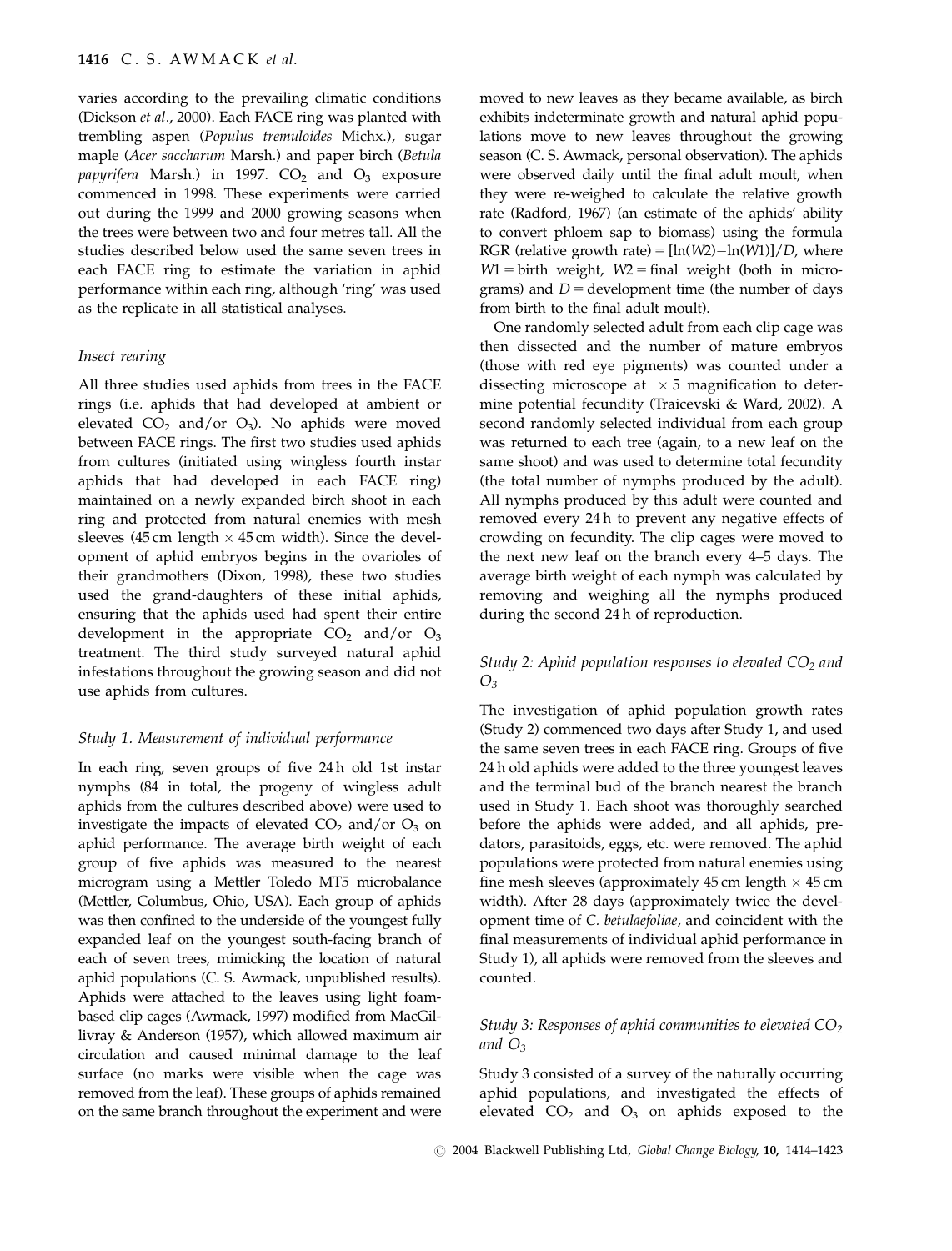varies according to the prevailing climatic conditions (Dickson *et al*., 2000). Each FACE ring was planted with trembling aspen (*Populus tremuloides* Michx.), sugar maple (*Acer saccharum* Marsh.) and paper birch (*Betula papyrifera* Marsh.) in 1997. $CO_2$ and $O_3$ exposure commenced in 1998. These experiments were carried out during the 1999 and 2000 growing seasons when the trees were between two and four metres tall. All the studies described below used the same seven trees in each FACE ring to estimate the variation in aphid performance within each ring, although 'ring' was used as the replicate in all statistical analyses.

### *Insect rearing*

All three studies used aphids from trees in the FACE rings (i.e. aphids that had developed at ambient or elevated $CO_2$ and/or $O_3$). No aphids were moved between FACE rings. The first two studies used aphids from cultures (initiated using wingless fourth instar aphids that had developed in each FACE ring) maintained on a newly expanded birch shoot in each ring and protected from natural enemies with mesh sleeves (45 cm length × 45 cm width). Since the development of aphid embryos begins in the ovarioles of their grandmothers (Dixon, 1998), these two studies used the grand-daughters of these initial aphids, ensuring that the aphids used had spent their entire development in the appropriate $CO_2$ and/or $O_3$ treatment. The third study surveyed natural aphid infestations throughout the growing season and did not use aphids from cultures.

### *Study 1. Measurement of individual performance*

In each ring, seven groups of five 24 h old 1st instar nymphs (84 in total, the progeny of wingless adult aphids from the cultures described above) were used to investigate the impacts of elevated $CO_2$ and/or $O_3$ on aphid performance. The average birth weight of each group of five aphids was measured to the nearest microgram using a Mettler Toledo MT5 microbalance (Mettler, Columbus, Ohio, USA). Each group of aphids was then confined to the underside of the youngest fully expanded leaf on the youngest south-facing branch of each of seven trees, mimicking the location of natural aphid populations (C. S. Awmack, unpublished results). Aphids were attached to the leaves using light foam-based clip cages (Awmack, 1997) modified from MacGillivray & Anderson (1957), which allowed maximum air circulation and caused minimal damage to the leaf surface (no marks were visible when the cage was removed from the leaf). These groups of aphids remained on the same branch throughout the experiment and were moved to new leaves as they became available, as birch exhibits indeterminate growth and natural aphid populations move to new leaves throughout the growing season (C. S. Awmack, personal observation). The aphids were observed daily until the final adult moult, when they were re-weighed to calculate the relative growth rate (Radford, 1967) (an estimate of the aphids' ability to convert phloem sap to biomass) using the formula RGR (relative growth rate) $= [\ln(W2) - \ln(W1)]/D$, where $W1$ = birth weight, $W2$ = final weight (both in micrograms) and $D$ = development time (the number of days from birth to the final adult moult).

One randomly selected adult from each clip cage was then dissected and the number of mature embryos (those with red eye pigments) was counted under a dissecting microscope at ×5 magnification to determine potential fecundity (Traicevski & Ward, 2002). A second randomly selected individual from each group was returned to each tree (again, to a new leaf on the same shoot) and was used to determine total fecundity (the total number of nymphs produced by the adult). All nymphs produced by this adult were counted and removed every 24 h to prevent any negative effects of crowding on fecundity. The clip cages were moved to the next new leaf on the branch every 4–5 days. The average birth weight of each nymph was calculated by removing and weighing all the nymphs produced during the second 24 h of reproduction.

### *Study 2: Aphid population responses to elevated $CO_2$ and $O_3$*

The investigation of aphid population growth rates (Study 2) commenced two days after Study 1, and used the same seven trees in each FACE ring. Groups of five 24 h old aphids were added to the three youngest leaves and the terminal bud of the branch nearest the branch used in Study 1. Each shoot was thoroughly searched before the aphids were added, and all aphids, predators, parasitoids, eggs, etc. were removed. The aphid populations were protected from natural enemies using fine mesh sleeves (approximately 45 cm length × 45 cm width). After 28 days (approximately twice the development time of *C. betulaefoliae*, and coincident with the final measurements of individual aphid performance in Study 1), all aphids were removed from the sleeves and counted.

### *Study 3: Responses of aphid communities to elevated $CO_2$ and $O_3$*

Study 3 consisted of a survey of the naturally occurring aphid populations, and investigated the effects of elevated $CO_2$ and $O_3$ on aphids exposed to the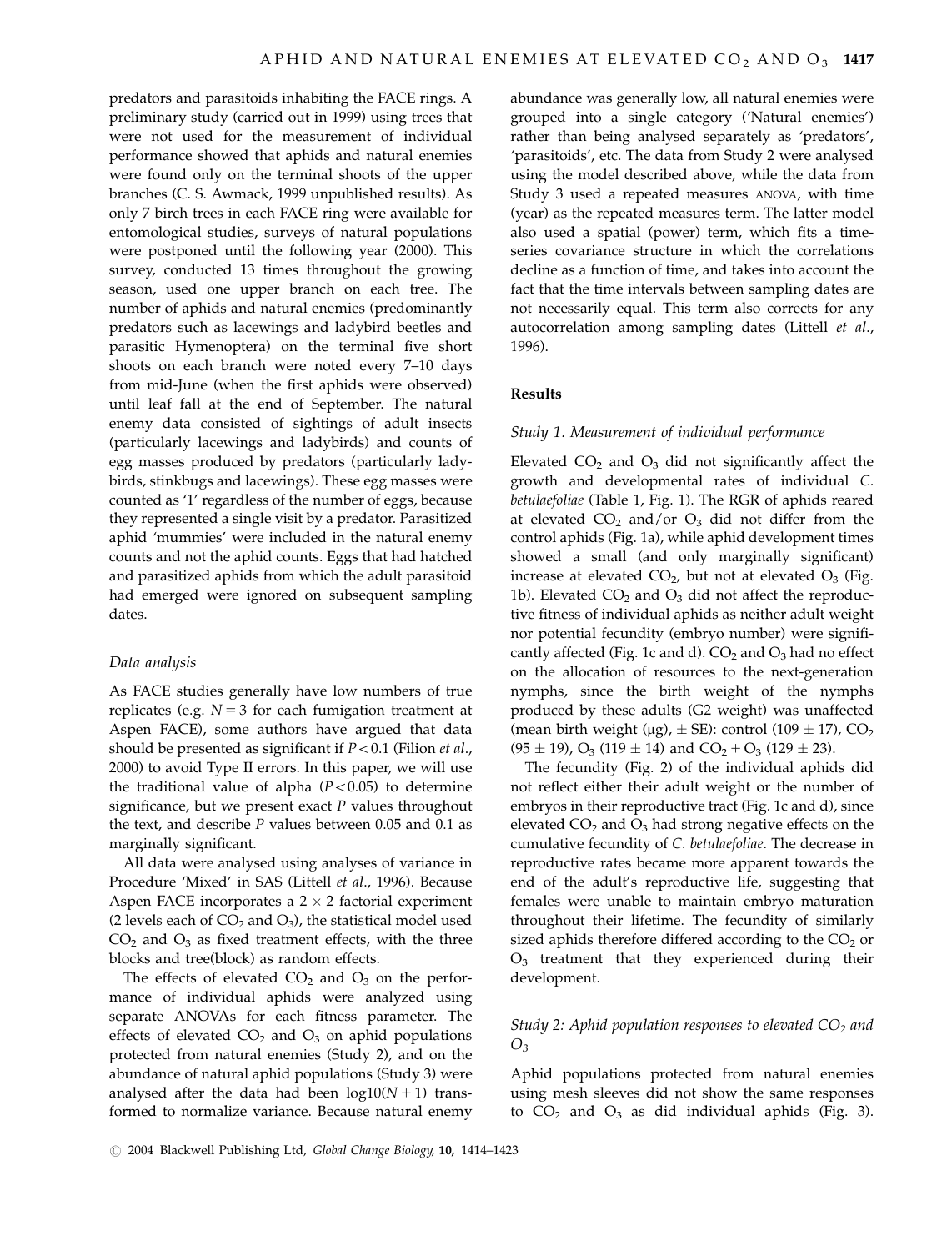predators and parasitoids inhabiting the FACE rings. A preliminary study (carried out in 1999) using trees that were not used for the measurement of individual performance showed that aphids and natural enemies were found only on the terminal shoots of the upper branches (C. S. Awmack, 1999 unpublished results). As only 7 birch trees in each FACE ring were available for entomological studies, surveys of natural populations were postponed until the following year (2000). This survey, conducted 13 times throughout the growing season, used one upper branch on each tree. The number of aphids and natural enemies (predominantly predators such as lacewings and ladybird beetles and parasitic Hymenoptera) on the terminal five short shoots on each branch were noted every 7–10 days from mid-June (when the first aphids were observed) until leaf fall at the end of September. The natural enemy data consisted of sightings of adult insects (particularly lacewings and ladybirds) and counts of egg masses produced by predators (particularly ladybirds, stinkbugs and lacewings). These egg masses were counted as '1' regardless of the number of eggs, because they represented a single visit by a predator. Parasitized aphid 'mummies' were included in the natural enemy counts and not the aphid counts. Eggs that had hatched and parasitized aphids from which the adult parasitoid had emerged were ignored on subsequent sampling dates.

### Data analysis

As FACE studies generally have low numbers of true replicates (e.g. $N = 3$ for each fumigation treatment at Aspen FACE), some authors have argued that data should be presented as significant if $P < 0.1$ (Filion *et al*., 2000) to avoid Type II errors. In this paper, we will use the traditional value of alpha ($P < 0.05$) to determine significance, but we present exact $P$ values throughout the text, and describe $P$ values between 0.05 and 0.1 as marginally significant.

All data were analysed using analyses of variance in Procedure 'Mixed' in SAS (Littell *et al*., 1996). Because Aspen FACE incorporates a $2 \times 2$ factorial experiment (2 levels each of $CO_2$ and $O_3$), the statistical model used $CO_2$ and $O_3$ as fixed treatment effects, with the three blocks and tree(block) as random effects.

The effects of elevated $CO_2$ and $O_3$ on the performance of individual aphids were analyzed using separate ANOVAs for each fitness parameter. The effects of elevated $CO_2$ and $O_3$ on aphid populations protected from natural enemies (Study 2), and on the abundance of natural aphid populations (Study 3) were analysed after the data had been $\log10(N+1)$ transformed to normalize variance. Because natural enemy abundance was generally low, all natural enemies were grouped into a single category ('Natural enemies') rather than being analysed separately as 'predators', 'parasitoids', etc. The data from Study 2 were analysed using the model described above, while the data from Study 3 used a repeated measures ANOVA, with time (year) as the repeated measures term. The latter model also used a spatial (power) term, which fits a time-series covariance structure in which the correlations decline as a function of time, and takes into account the fact that the time intervals between sampling dates are not necessarily equal. This term also corrects for any autocorrelation among sampling dates (Littell *et al*., 1996).

## Results

### Study 1. Measurement of individual performance

Elevated $CO_2$ and $O_3$ did not significantly affect the growth and developmental rates of individual *C. betulaefoliae* (Table 1, Fig. 1). The RGR of aphids reared at elevated $CO_2$ and/or $O_3$ did not differ from the control aphids (Fig. 1a), while aphid development times showed a small (and only marginally significant) increase at elevated $CO_2$, but not at elevated $O_3$ (Fig. 1b). Elevated $CO_2$ and $O_3$ did not affect the reproductive fitness of individual aphids as neither adult weight nor potential fecundity (embryo number) were significantly affected (Fig. 1c and d). $CO_2$ and $O_3$ had no effect on the allocation of resources to the next-generation nymphs, since the birth weight of the nymphs produced by these adults (G2 weight) was unaffected (mean birth weight (μg), ± SE): control (109 ± 17), $CO_2$ (95 ± 19), $O_3$ (119 ± 14) and $CO_2 + O_3$ (129 ± 23).

The fecundity (Fig. 2) of the individual aphids did not reflect either their adult weight or the number of embryos in their reproductive tract (Fig. 1c and d), since elevated $CO_2$ and $O_3$ had strong negative effects on the cumulative fecundity of *C. betulaefoliae*. The decrease in reproductive rates became more apparent towards the end of the adult's reproductive life, suggesting that females were unable to maintain embryo maturation throughout their lifetime. The fecundity of similarly sized aphids therefore differed according to the $CO_2$ or $O_3$ treatment that they experienced during their development.

### Study 2: Aphid population responses to elevated $CO_2$ and $O_3$

Aphid populations protected from natural enemies using mesh sleeves did not show the same responses to $CO_2$ and $O_3$ as did individual aphids (Fig. 3).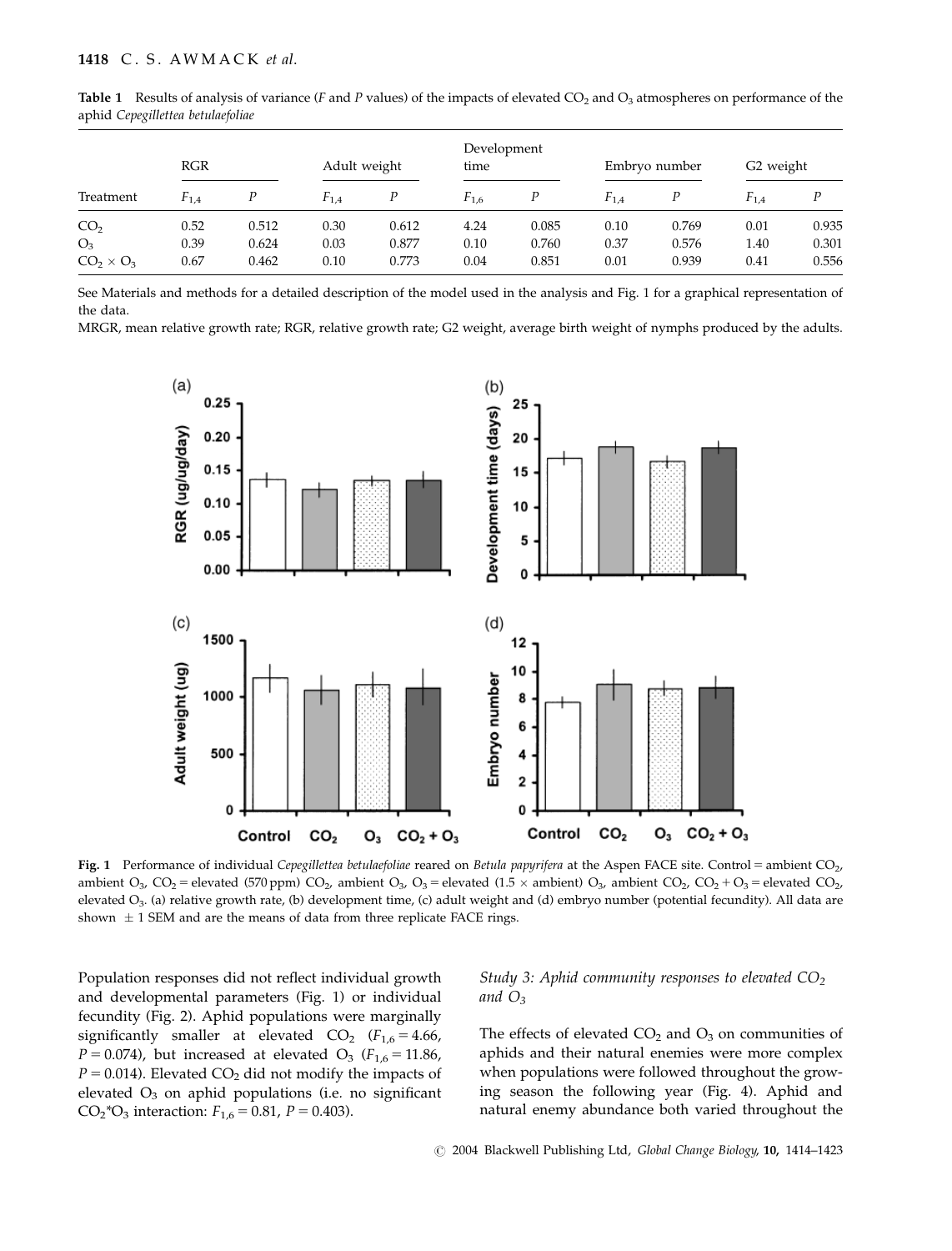**Table 1** Results of analysis of variance (*F* and *P* values) of the impacts of elevated $CO_2$ and $O_3$ atmospheres on performance of the aphid *Cepegillettea betulaefoliae*

| Treatment | RGR | | Adult weight | | Development time | | Embryo number | | G2 weight | |
|---|---|---|---|---|---|---|---|---|---|---|
| | $F_{1,4}$ | $P$ | $F_{1,4}$ | $P$ | $F_{1,6}$ | $P$ | $F_{1,4}$ | $P$ | $F_{1,4}$ | $P$ |
| $CO_2$ | 0.52 | 0.512 | 0.30 | 0.612 | 4.24 | 0.085 | 0.10 | 0.769 | 0.01 | 0.935 |
| $O_3$ | 0.39 | 0.624 | 0.03 | 0.877 | 0.10 | 0.760 | 0.37 | 0.576 | 1.40 | 0.301 |
| $CO_2 \times O_3$ | 0.67 | 0.462 | 0.10 | 0.773 | 0.04 | 0.851 | 0.01 | 0.939 | 0.41 | 0.556 |

See Materials and methods for a detailed description of the model used in the analysis and Fig. 1 for a graphical representation of the data.

MRGR, mean relative growth rate; RGR, relative growth rate; G2 weight, average birth weight of nymphs produced by the adults.

**Fig. 1** Performance of individual *Cepegillettea betulaefoliae* reared on *Betula papyrifera* at the Aspen FACE site. Control = ambient $CO_2$, ambient $O_3$, $CO_2$ = elevated (570 ppm) $CO_2$, ambient $O_3$, $O_3$ = elevated (1.5 × ambient) $O_3$, ambient $CO_2$, $CO_2 + O_3$ = elevated $CO_2$, elevated $O_3$. (a) relative growth rate, (b) development time, (c) adult weight and (d) embryo number (potential fecundity). All data are shown ± 1 SEM and are the means of data from three replicate FACE rings.

Population responses did not reflect individual growth and developmental parameters (Fig. 1) or individual fecundity (Fig. 2). Aphid populations were marginally significantly smaller at elevated $CO_2$ ($F_{1,6} = 4.66$, $P = 0.074$), but increased at elevated $O_3$ ($F_{1,6} = 11.86$, $P = 0.014$). Elevated $CO_2$ did not modify the impacts of elevated $O_3$ on aphid populations (i.e. no significant $CO_2$*$O_3$ interaction: $F_{1,6} = 0.81$, $P = 0.403$).

### *Study 3: Aphid community responses to elevated $CO_2$ and $O_3$*

The effects of elevated $CO_2$ and $O_3$ on communities of aphids and their natural enemies were more complex when populations were followed throughout the growing season the following year (Fig. 4). Aphid and natural enemy abundance both varied throughout the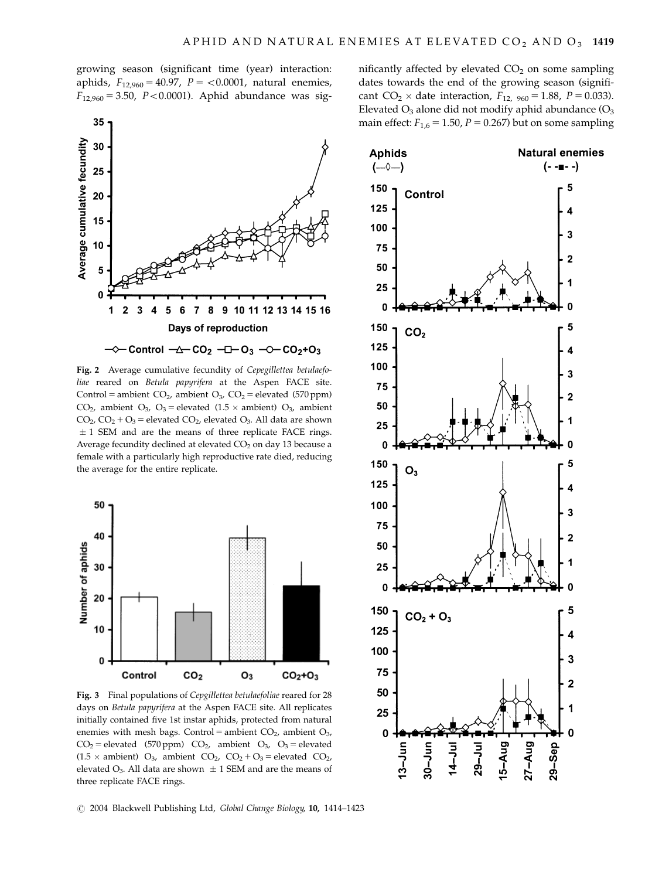growing season (significant time (year) interaction: aphids, $F_{12,960} = 40.97$, $P = <0.0001$, natural enemies, $F_{12,960} = 3.50$, $P<0.0001$). Aphid abundance was significantly affected by elevated $CO_2$ on some sampling dates towards the end of the growing season (significant $CO_2 \times$ date interaction, $F_{12,\ 960} = 1.88$, $P = 0.033$). Elevated $O_3$ alone did not modify aphid abundance ($O_3$ main effect: $F_{1,6} = 1.50$, $P = 0.267$) but on some sampling

**Fig. 2** Average cumulative fecundity of *Cepegillettea betulaefoliae* reared on *Betula papyrifera* at the Aspen FACE site. Control = ambient $CO_2$, ambient $O_3$, $CO_2$ = elevated (570 ppm) $CO_2$, ambient $O_3$, $O_3$ = elevated (1.5 × ambient) $O_3$, ambient $CO_2$, $CO_2 + O_3$ = elevated $CO_2$, elevated $O_3$. All data are shown ± 1 SEM and are the means of three replicate FACE rings. Average fecundity declined at elevated $CO_2$ on day 13 because a female with a particularly high reproductive rate died, reducing the average for the entire replicate.

**Fig. 3** Final populations of *Cepgillettea betulaefoliae* reared for 28 days on *Betula papyrifera* at the Aspen FACE site. All replicates initially contained five 1st instar aphids, protected from natural enemies with mesh bags. Control = ambient $CO_2$, ambient $O_3$, $CO_2$ = elevated (570 ppm) $CO_2$, ambient $O_3$, $O_3$ = elevated (1.5 × ambient) $O_3$, ambient $CO_2$, $CO_2 + O_3$ = elevated $CO_2$, elevated $O_3$. All data are shown ± 1 SEM and are the means of three replicate FACE rings.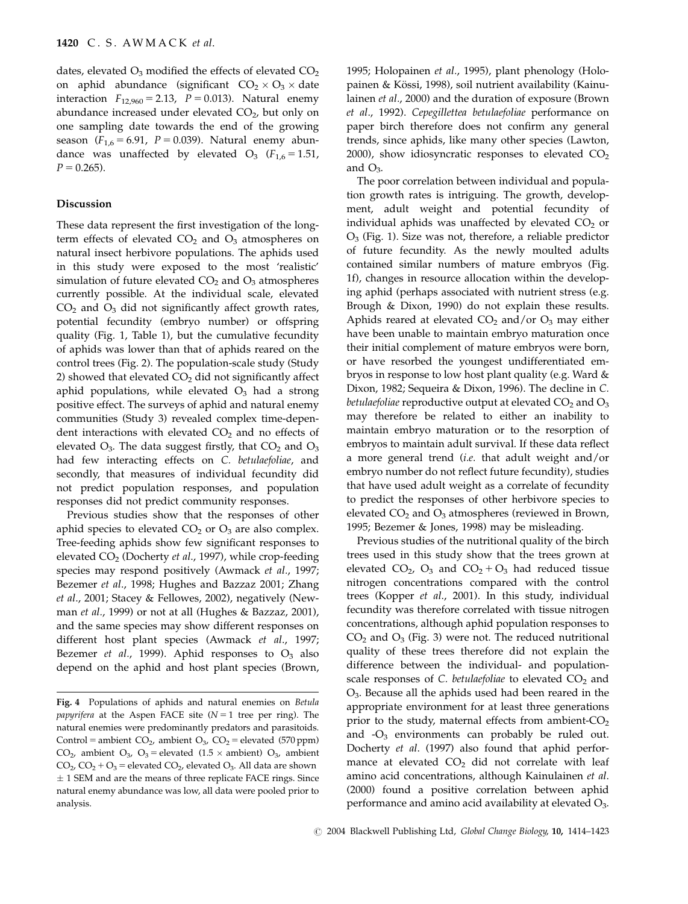dates, elevated $O_3$ modified the effects of elevated $CO_2$ on aphid abundance (significant $CO_2 \times O_3 \times$ date interaction $F_{12,960} = 2.13$, $P = 0.013$). Natural enemy abundance increased under elevated $CO_2$, but only on one sampling date towards the end of the growing season ($F_{1,6} = 6.91$, $P = 0.039$). Natural enemy abundance was unaffected by elevated $O_3$ ($F_{1,6} = 1.51$, $P = 0.265$).

## Discussion

These data represent the first investigation of the long-term effects of elevated $CO_2$ and $O_3$ atmospheres on natural insect herbivore populations. The aphids used in this study were exposed to the most 'realistic' simulation of future elevated $CO_2$ and $O_3$ atmospheres currently possible. At the individual scale, elevated $CO_2$ and $O_3$ did not significantly affect growth rates, potential fecundity (embryo number) or offspring quality (Fig. 1, Table 1), but the cumulative fecundity of aphids was lower than that of aphids reared on the control trees (Fig. 2). The population-scale study (Study 2) showed that elevated $CO_2$ did not significantly affect aphid populations, while elevated $O_3$ had a strong positive effect. The surveys of aphid and natural enemy communities (Study 3) revealed complex time-dependent interactions with elevated $CO_2$ and no effects of elevated $O_3$. The data suggest firstly, that $CO_2$ and $O_3$ had few interacting effects on *C. betulaefoliae*, and secondly, that measures of individual fecundity did not predict population responses, and population responses did not predict community responses.

Previous studies show that the responses of other aphid species to elevated $CO_2$ or $O_3$ are also complex. Tree-feeding aphids show few significant responses to elevated $CO_2$ (Docherty *et al*., 1997), while crop-feeding species may respond positively (Awmack *et al*., 1997; Bezemer *et al*., 1998; Hughes and Bazzaz 2001; Zhang *et al*., 2001; Stacey & Fellowes, 2002), negatively (Newman *et al*., 1999) or not at all (Hughes & Bazzaz, 2001), and the same species may show different responses on different host plant species (Awmack *et al*., 1997; Bezemer *et al*., 1999). Aphid responses to $O_3$ also depend on the aphid and host plant species (Brown, 1995; Holopainen *et al*., 1995), plant phenology (Holopainen & Kössi, 1998), soil nutrient availability (Kainulainen *et al*., 2000) and the duration of exposure (Brown *et al*., 1992). *Cepegillettea betulaefoliae* performance on paper birch therefore does not confirm any general trends, since aphids, like many other species (Lawton, 2000), show idiosyncratic responses to elevated $CO_2$ and $O_3$.

The poor correlation between individual and population growth rates is intriguing. The growth, development, adult weight and potential fecundity of individual aphids was unaffected by elevated $CO_2$ or $O_3$ (Fig. 1). Size was not, therefore, a reliable predictor of future fecundity. As the newly moulted adults contained similar numbers of mature embryos (Fig. 1f), changes in resource allocation within the developing aphid (perhaps associated with nutrient stress (e.g. Brough & Dixon, 1990) do not explain these results. Aphids reared at elevated $CO_2$ and/or $O_3$ may either have been unable to maintain embryo maturation once their initial complement of mature embryos were born, or have resorbed the youngest undifferentiated embryos in response to low host plant quality (e.g. Ward & Dixon, 1982; Sequeira & Dixon, 1996). The decline in *C. betulaefoliae* reproductive output at elevated $CO_2$ and $O_3$ may therefore be related to either an inability to maintain embryo maturation or to the resorption of embryos to maintain adult survival. If these data reflect a more general trend (*i.e.* that adult weight and/or embryo number do not reflect future fecundity), studies that have used adult weight as a correlate of fecundity to predict the responses of other herbivore species to elevated $CO_2$ and $O_3$ atmospheres (reviewed in Brown, 1995; Bezemer & Jones, 1998) may be misleading.

Previous studies of the nutritional quality of the birch trees used in this study show that the trees grown at elevated $CO_2$, $O_3$ and $CO_2 + O_3$ had reduced tissue nitrogen concentrations compared with the control trees (Kopper *et al*., 2001). In this study, individual fecundity was therefore correlated with tissue nitrogen concentrations, although aphid population responses to $CO_2$ and $O_3$ (Fig. 3) were not. The reduced nutritional quality of these trees therefore did not explain the difference between the individual- and population-scale responses of *C. betulaefoliae* to elevated $CO_2$ and $O_3$. Because all the aphids used had been reared in the appropriate environment for at least three generations prior to the study, maternal effects from ambient-$CO_2$ and -$O_3$ environments can probably be ruled out. Docherty *et al*. (1997) also found that aphid performance at elevated $CO_2$ did not correlate with leaf amino acid concentrations, although Kainulainen *et al*. (2000) found a positive correlation between aphid performance and amino acid availability at elevated $O_3$.

**Fig. 4** Populations of aphids and natural enemies on *Betula papyrifera* at the Aspen FACE site ($N = 1$ tree per ring). The natural enemies were predominantly predators and parasitoids. Control = ambient $CO_2$, ambient $O_3$, $CO_2$ = elevated (570 ppm) $CO_2$, ambient $O_3$, $O_3$ = elevated ($1.5 \times$ ambient) $O_3$, ambient $CO_2$, $CO_2 + O_3$ = elevated $CO_2$, elevated $O_3$. All data are shown $\pm$ 1 SEM and are the means of three replicate FACE rings. Since natural enemy abundance was low, all data were pooled prior to analysis.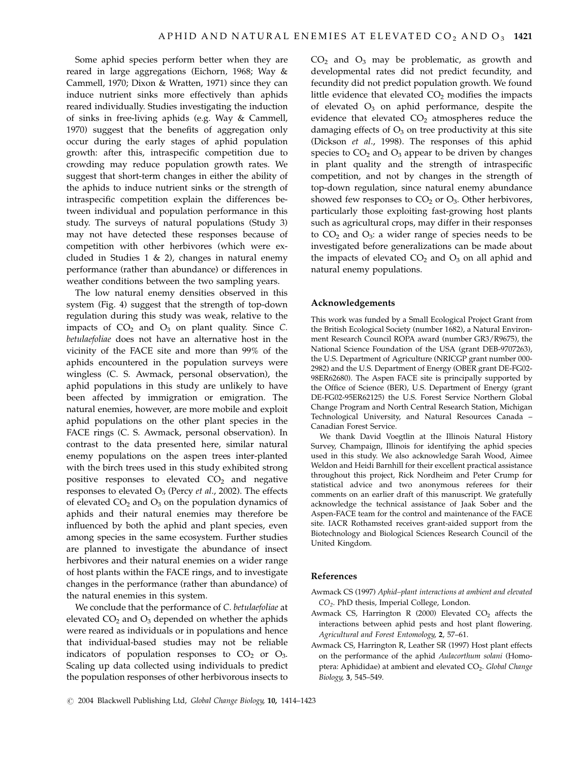Some aphid species perform better when they are reared in large aggregations (Eichorn, 1968; Way & Cammell, 1970; Dixon & Wratten, 1971) since they can induce nutrient sinks more effectively than aphids reared individually. Studies investigating the induction of sinks in free-living aphids (e.g. Way & Cammell, 1970) suggest that the benefits of aggregation only occur during the early stages of aphid population growth: after this, intraspecific competition due to crowding may reduce population growth rates. We suggest that short-term changes in either the ability of the aphids to induce nutrient sinks or the strength of intraspecific competition explain the differences between individual and population performance in this study. The surveys of natural populations (Study 3) may not have detected these responses because of competition with other herbivores (which were excluded in Studies 1 & 2), changes in natural enemy performance (rather than abundance) or differences in weather conditions between the two sampling years.

The low natural enemy densities observed in this system (Fig. 4) suggest that the strength of top-down regulation during this study was weak, relative to the impacts of $CO_2$ and $O_3$ on plant quality. Since *C. betulaefoliae* does not have an alternative host in the vicinity of the FACE site and more than 99% of the aphids encountered in the population surveys were wingless (C. S. Awmack, personal observation), the aphid populations in this study are unlikely to have been affected by immigration or emigration. The natural enemies, however, are more mobile and exploit aphid populations on the other plant species in the FACE rings (C. S. Awmack, personal observation). In contrast to the data presented here, similar natural enemy populations on the aspen trees inter-planted with the birch trees used in this study exhibited strong positive responses to elevated $CO_2$ and negative responses to elevated $O_3$ (Percy *et al.*, 2002). The effects of elevated $CO_2$ and $O_3$ on the population dynamics of aphids and their natural enemies may therefore be influenced by both the aphid and plant species, even among species in the same ecosystem. Further studies are planned to investigate the abundance of insect herbivores and their natural enemies on a wider range of host plants within the FACE rings, and to investigate changes in the performance (rather than abundance) of the natural enemies in this system.

We conclude that the performance of *C. betulaefoliae* at elevated $CO_2$ and $O_3$ depended on whether the aphids were reared as individuals or in populations and hence that individual-based studies may not be reliable indicators of population responses to $CO_2$ or $O_3$. Scaling up data collected using individuals to predict the population responses of other herbivorous insects to $CO_2$ and $O_3$ may be problematic, as growth and developmental rates did not predict fecundity, and fecundity did not predict population growth. We found little evidence that elevated $CO_2$ modifies the impacts of elevated $O_3$ on aphid performance, despite the evidence that elevated $CO_2$ atmospheres reduce the damaging effects of $O_3$ on tree productivity at this site (Dickson *et al.*, 1998). The responses of this aphid species to $CO_2$ and $O_3$ appear to be driven by changes in plant quality and the strength of intraspecific competition, and not by changes in the strength of top-down regulation, since natural enemy abundance showed few responses to $CO_2$ or $O_3$. Other herbivores, particularly those exploiting fast-growing host plants such as agricultural crops, may differ in their responses to $CO_2$ and $O_3$: a wider range of species needs to be investigated before generalizations can be made about the impacts of elevated $CO_2$ and $O_3$ on all aphid and natural enemy populations.

## Acknowledgements

This work was funded by a Small Ecological Project Grant from the British Ecological Society (number 1682), a Natural Environment Research Council ROPA award (number GR3/R9675), the National Science Foundation of the USA (grant DEB-9707263), the U.S. Department of Agriculture (NRICGP grant number 000-2982) and the U.S. Department of Energy (OBER grant DE-FG02-98ER62680). The Aspen FACE site is principally supported by the Office of Science (BER), U.S. Department of Energy (grant DE-FG02-95ER62125) the U.S. Forest Service Northern Global Change Program and North Central Research Station, Michigan Technological University, and Natural Resources Canada – Canadian Forest Service.

We thank David Voegtlin at the Illinois Natural History Survey, Champaign, Illinois for identifying the aphid species used in this study. We also acknowledge Sarah Wood, Aimee Weldon and Heidi Barnhill for their excellent practical assistance throughout this project, Rick Nordheim and Peter Crump for statistical advice and two anonymous referees for their comments on an earlier draft of this manuscript. We gratefully acknowledge the technical assistance of Jaak Sober and the Aspen-FACE team for the control and maintenance of the FACE site. IACR Rothamsted receives grant-aided support from the Biotechnology and Biological Sciences Research Council of the United Kingdom.

## References

Awmack CS (1997) *Aphid–plant interactions at ambient and elevated $CO_2$*. PhD thesis, Imperial College, London.

Awmack CS, Harrington R (2000) Elevated $CO_2$ affects the interactions between aphid pests and host plant flowering. *Agricultural and Forest Entomology*, **2**, 57–61.

Awmack CS, Harrington R, Leather SR (1997) Host plant effects on the performance of the aphid *Aulacorthum solani* (Homoptera: Aphididae) at ambient and elevated $CO_2$. *Global Change Biology*, **3**, 545–549.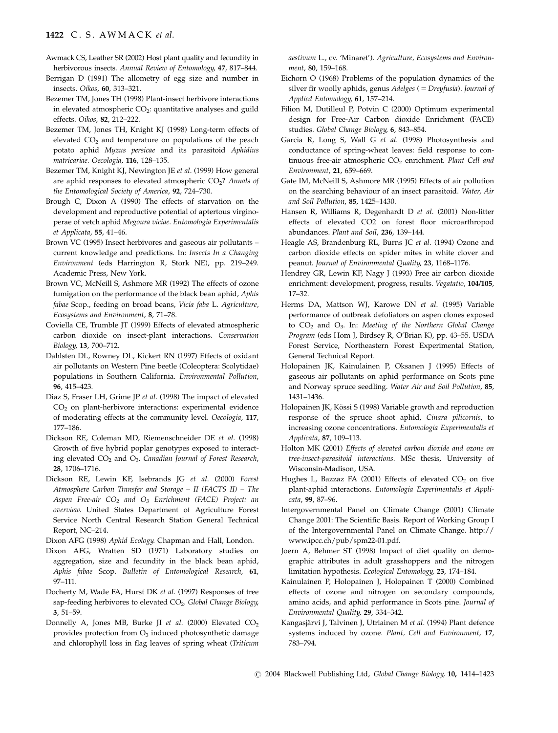Awmack CS, Leather SR (2002) Host plant quality and fecundity in herbivorous insects. *Annual Review of Entomology*, **47**, 817–844.

Berrigan D (1991) The allometry of egg size and number in insects. *Oikos*, **60**, 313–321.

Bezemer TM, Jones TH (1998) Plant-insect herbivore interactions in elevated atmospheric $CO_2$: quantitative analyses and guild effects. *Oikos*, **82**, 212–222.

Bezemer TM, Jones TH, Knight KJ (1998) Long-term effects of elevated $CO_2$ and temperature on populations of the peach potato aphid *Myzus persicae* and its parasitoid *Aphidius matricariae*. *Oecologia*, **116**, 128–135.

Bezemer TM, Knight KJ, Newington JE *et al.* (1999) How general are aphid responses to elevated atmospheric $CO_2$? *Annals of the Entomological Society of America*, **92**, 724–730.

Brough C, Dixon A (1990) The effects of starvation on the development and reproductive potential of apterous virginoperae of vetch aphid *Megoura viciae*. *Entomologia Experimentalis et Applicata*, **55**, 41–46.

Brown VC (1995) Insect herbivores and gaseous air pollutants – current knowledge and predictions. In: *Insects In a Changing Environment* (eds Harrington R, Stork NE), pp. 219–249. Academic Press, New York.

Brown VC, McNeill S, Ashmore MR (1992) The effects of ozone fumigation on the performance of the black bean aphid, *Aphis fabae* Scop., feeding on broad beans, *Vicia faba* L. *Agriculture, Ecosystems and Environment*, **8**, 71–78.

Coviella CE, Trumble JT (1999) Effects of elevated atmospheric carbon dioxide on insect-plant interactions. *Conservation Biology*, **13**, 700–712.

Dahlsten DL, Rowney DL, Kickert RN (1997) Effects of oxidant air pollutants on Western Pine beetle (Coleoptera: Scolytidae) populations in Southern California. *Environmental Pollution*, **96**, 415–423.

Diaz S, Fraser LH, Grime JP *et al.* (1998) The impact of elevated $CO_2$ on plant-herbivore interactions: experimental evidence of moderating effects at the community level. *Oecologia*, **117**, 177–186.

Dickson RE, Coleman MD, Riemenschneider DE *et al.* (1998) Growth of five hybrid poplar genotypes exposed to interacting elevated $CO_2$ and $O_3$. *Canadian Journal of Forest Research*, **28**, 1706–1716.

Dickson RE, Lewin KF, Isebrands JG *et al.* (2000) *Forest Atmosphere Carbon Transfer and Storage – II (FACTS II) – The Aspen Free-air $CO_2$ and $O_3$ Enrichment (FACE) Project: an overview.* United States Department of Agriculture Forest Service North Central Research Station General Technical Report, NC–214.

Dixon AFG (1998) *Aphid Ecology.* Chapman and Hall, London.

Dixon AFG, Wratten SD (1971) Laboratory studies on aggregation, size and fecundity in the black bean aphid, *Aphis fabae* Scop. *Bulletin of Entomological Research*, **61**, 97–111.

Docherty M, Wade FA, Hurst DK *et al.* (1997) Responses of tree sap-feeding herbivores to elevated $CO_2$. *Global Change Biology*, **3**, 51–59.

Donnelly A, Jones MB, Burke JI *et al.* (2000) Elevated $CO_2$ provides protection from $O_3$ induced photosynthetic damage and chlorophyll loss in flag leaves of spring wheat (*Triticum aestivum* L., cv. 'Minaret'). *Agriculture, Ecosystems and Environment*, **80**, 159–168.

Eichorn O (1968) Problems of the population dynamics of the silver fir woolly aphids, genus *Adelges* (= *Dreyfusia*). *Journal of Applied Entomology*, **61**, 157–214.

Filion M, Dutilleul P, Potvin C (2000) Optimum experimental design for Free-Air Carbon dioxide Enrichment (FACE) studies. *Global Change Biology*, **6**, 843–854.

Garcia R, Long S, Wall G *et al.* (1998) Photosynthesis and conductance of spring-wheat leaves: field response to continuous free-air atmospheric $CO_2$ enrichment. *Plant Cell and Environment*, **21**, 659–669.

Gate IM, McNeill S, Ashmore MR (1995) Effects of air pollution on the searching behaviour of an insect parasitoid. *Water, Air and Soil Pollution*, **85**, 1425–1430.

Hansen R, Williams R, Degenhardt D *et al.* (2001) Non-litter effects of elevated CO2 on forest floor microarthropod abundances. *Plant and Soil*, **236**, 139–144.

Heagle AS, Brandenburg RL, Burns JC *et al.* (1994) Ozone and carbon dioxide effects on spider mites in white clover and peanut. *Journal of Environmental Quality*, **23**, 1168–1176.

Hendrey GR, Lewin KF, Nagy J (1993) Free air carbon dioxide enrichment: development, progress, results. *Vegatatio*, **104/105**, 17–32.

Herms DA, Mattson WJ, Karowe DN *et al.* (1995) Variable performance of outbreak defoliators on aspen clones exposed to $CO_2$ and $O_3$. In: *Meeting of the Northern Global Change Program* (eds Hom J, Birdsey R, O'Brian K), pp. 43–55. USDA Forest Service, Northeastern Forest Experimental Station, General Technical Report.

Holopainen JK, Kainulainen P, Oksanen J (1995) Effects of gaseous air pollutants on aphid performance on Scots pine and Norway spruce seedling. *Water Air and Soil Pollution*, **85**, 1431–1436.

Holopainen JK, Kössi S (1998) Variable growth and reproduction response of the spruce shoot aphid, *Cinara pilicornis*, to increasing ozone concentrations. *Entomologia Experimentalis et Applicata*, **87**, 109–113.

Holton MK (2001) *Effects of elevated carbon dioxide and ozone on tree-insect-parasitoid interactions*. MSc thesis, University of Wisconsin-Madison, USA.

Hughes L, Bazzaz FA (2001) Effects of elevated $CO_2$ on five plant-aphid interactions. *Entomologia Experimentalis et Applicata*, **99**, 87–96.

Intergovernmental Panel on Climate Change (2001) Climate Change 2001: The Scientific Basis. Report of Working Group I of the Intergovernmental Panel on Climate Change. http://www.ipcc.ch/pub/spm22-01.pdf.

Joern A, Behmer ST (1998) Impact of diet quality on demographic attributes in adult grasshoppers and the nitrogen limitation hypothesis. *Ecological Entomology*, **23**, 174–184.

Kainulainen P, Holopainen J, Holopainen T (2000) Combined effects of ozone and nitrogen on secondary compounds, amino acids, and aphid performance in Scots pine. *Journal of Environmental Quality*, **29**, 334–342.

Kangasjärvi J, Talvinen J, Utriainen M *et al.* (1994) Plant defence systems induced by ozone. *Plant, Cell and Environment*, **17**, 783–794.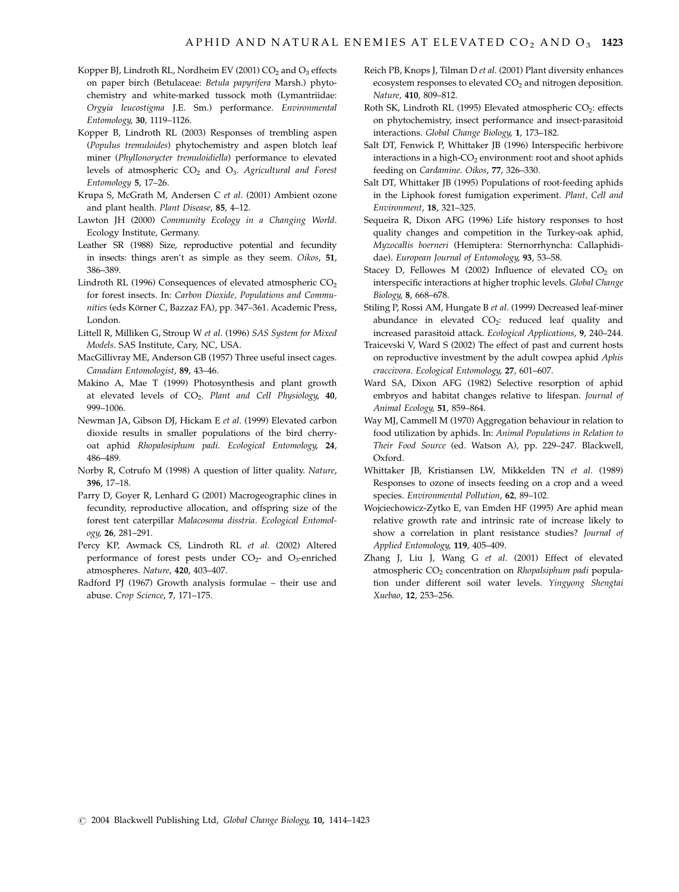Kopper BJ, Lindroth RL, Nordheim EV (2001) $CO_2$ and $O_3$ effects on paper birch (Betulaceae: *Betula papyrifera* Marsh.) phytochemistry and white-marked tussock moth (Lymantriidae: *Orgyia leucostigma* J.E. Sm.) performance. *Environmental Entomology*, **30**, 1119–1126.

Kopper B, Lindroth RL (2003) Responses of trembling aspen (*Populus tremuloides*) phytochemistry and aspen blotch leaf miner (*Phyllonorycter tremuloidiella*) performance to elevated levels of atmospheric $CO_2$ and $O_3$. *Agricultural and Forest Entomology* **5**, 17–26.

Krupa S, McGrath M, Andersen C *et al.* (2001) Ambient ozone and plant health. *Plant Disease*, **85**, 4–12.

Lawton JH (2000) *Community Ecology in a Changing World*. Ecology Institute, Germany.

Leather SR (1988) Size, reproductive potential and fecundity in insects: things aren't as simple as they seem. *Oikos*, **51**, 386–389.

Lindroth RL (1996) Consequences of elevated atmospheric $CO_2$ for forest insects. In: *Carbon Dioxide, Populations and Communities* (eds Körner C, Bazzaz FA), pp. 347–361. Academic Press, London.

Littell R, Milliken G, Stroup W *et al.* (1996) *SAS System for Mixed Models*. SAS Institute, Cary, NC, USA.

MacGillivray ME, Anderson GB (1957) Three useful insect cages. *Canadian Entomologist*, **89**, 43–46.

Makino A, Mae T (1999) Photosynthesis and plant growth at elevated levels of $CO_2$. *Plant and Cell Physiology*, **40**, 999–1006.

Newman JA, Gibson DJ, Hickam E *et al.* (1999) Elevated carbon dioxide results in smaller populations of the bird cherry-oat aphid *Rhopalosiphum padi*. *Ecological Entomology*, **24**, 486–489.

Norby R, Cotrufo M (1998) A question of litter quality. *Nature*, **396**, 17–18.

Parry D, Goyer R, Lenhard G (2001) Macrogeographic clines in fecundity, reproductive allocation, and offspring size of the forest tent caterpillar *Malacosoma disstria*. *Ecological Entomology*, **26**, 281–291.

Percy KP, Awmack CS, Lindroth RL *et al.* (2002) Altered performance of forest pests under $CO_2$- and $O_3$-enriched atmospheres. *Nature*, **420**, 403–407.

Radford PJ (1967) Growth analysis formulae – their use and abuse. *Crop Science*, **7**, 171–175.

Reich PB, Knops J, Tilman D *et al.* (2001) Plant diversity enhances ecosystem responses to elevated $CO_2$ and nitrogen deposition. *Nature*, **410**, 809–812.

Roth SK, Lindroth RL (1995) Elevated atmospheric $CO_2$: effects on phytochemistry, insect performance and insect-parasitoid interactions. *Global Change Biology*, **1**, 173–182.

Salt DT, Fenwick P, Whittaker JB (1996) Interspecific herbivore interactions in a high-$CO_2$ environment: root and shoot aphids feeding on *Cardamine*. *Oikos*, **77**, 326–330.

Salt DT, Whittaker JB (1995) Populations of root-feeding aphids in the Liphook forest fumigation experiment. *Plant, Cell and Environment*, **18**, 321–325.

Sequeira R, Dixon AFG (1996) Life history responses to host quality changes and competition in the Turkey-oak aphid, *Myzocallis boerneri* (Hemiptera: Sternorrhyncha: Callaphididae). *European Journal of Entomology*, **93**, 53–58.

Stacey D, Fellowes M (2002) Influence of elevated $CO_2$ on interspecific interactions at higher trophic levels. *Global Change Biology*, **8**, 668–678.

Stiling P, Rossi AM, Hungate B *et al.* (1999) Decreased leaf-miner abundance in elevated $CO_2$: reduced leaf quality and increased parasitoid attack. *Ecological Applications*, **9**, 240–244.

Traicevski V, Ward S (2002) The effect of past and current hosts on reproductive investment by the adult cowpea aphid *Aphis craccivora*. *Ecological Entomology*, **27**, 601–607.

Ward SA, Dixon AFG (1982) Selective resorption of aphid embryos and habitat changes relative to lifespan. *Journal of Animal Ecology*, **51**, 859–864.

Way MJ, Cammell M (1970) Aggregation behaviour in relation to food utilization by aphids. In: *Animal Populations in Relation to Their Food Source* (ed. Watson A), pp. 229–247. Blackwell, Oxford.

Whittaker JB, Kristiansen LW, Mikkelden TN *et al.* (1989) Responses to ozone of insects feeding on a crop and a weed species. *Environmental Pollution*, **62**, 89–102.

Wojciechowicz-Zytko E, van Emden HF (1995) Are aphid mean relative growth rate and intrinsic rate of increase likely to show a correlation in plant resistance studies? *Journal of Applied Entomology*, **119**, 405–409.

Zhang J, Liu J, Wang G *et al.* (2001) Effect of elevated atmospheric $CO_2$ concentration on *Rhopalsiphum padi* population under different soil water levels. *Yingyong Shengtai Xuebao*, **12**, 253–256.